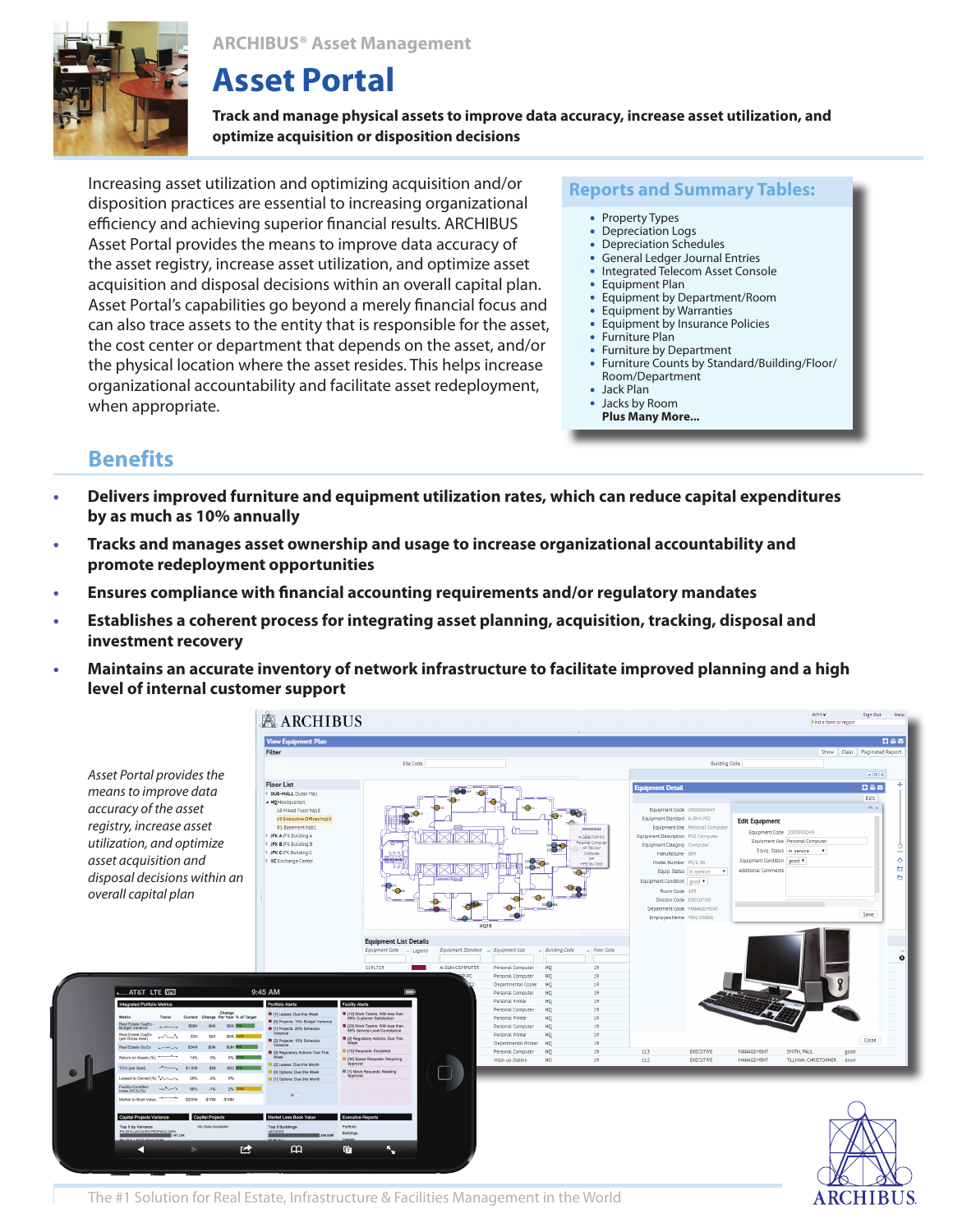ARCHIBUS® Asset Management

# Asset Portal

**Track and manage physical assets to improve data accuracy, increase asset utilization, and optimize acquisition or disposition decisions**

Increasing asset utilization and optimizing acquisition and/or disposition practices are essential to increasing organizational efficiency and achieving superior financial results. ARCHIBUS Asset Portal provides the means to improve data accuracy of the asset registry, increase asset utilization, and optimize asset acquisition and disposal decisions within an overall capital plan. Asset Portal's capabilities go beyond a merely financial focus and can also trace assets to the entity that is responsible for the asset, the cost center or department that depends on the asset, and/or the physical location where the asset resides. This helps increase organizational accountability and facilitate asset redeployment, when appropriate.

## Reports and Summary Tables:

- Property Types
- Depreciation Logs
- Depreciation Schedules
- General Ledger Journal Entries
- Integrated Telecom Asset Console
- Equipment Plan
- Equipment by Department/Room
- Equipment by Warranties
- Equipment by Insurance Policies
- Furniture Plan
- Furniture by Department
- Furniture Counts by Standard/Building/Floor/Room/Department
- Jack Plan
- Jacks by Room

**Plus Many More...**

## Benefits

- **Delivers improved furniture and equipment utilization rates, which can reduce capital expenditures by as much as 10% annually**
- **Tracks and manages asset ownership and usage to increase organizational accountability and promote redeployment opportunities**
- **Ensures compliance with financial accounting requirements and/or regulatory mandates**
- **Establishes a coherent process for integrating asset planning, acquisition, tracking, disposal and investment recovery**
- **Maintains an accurate inventory of network infrastructure to facilitate improved planning and a high level of internal customer support**

*Asset Portal provides the means to improve data accuracy of the asset registry, increase asset utilization, and optimize asset acquisition and disposal decisions within an overall capital plan*

The #1 Solution for Real Estate, Infrastructure & Facilities Management in the World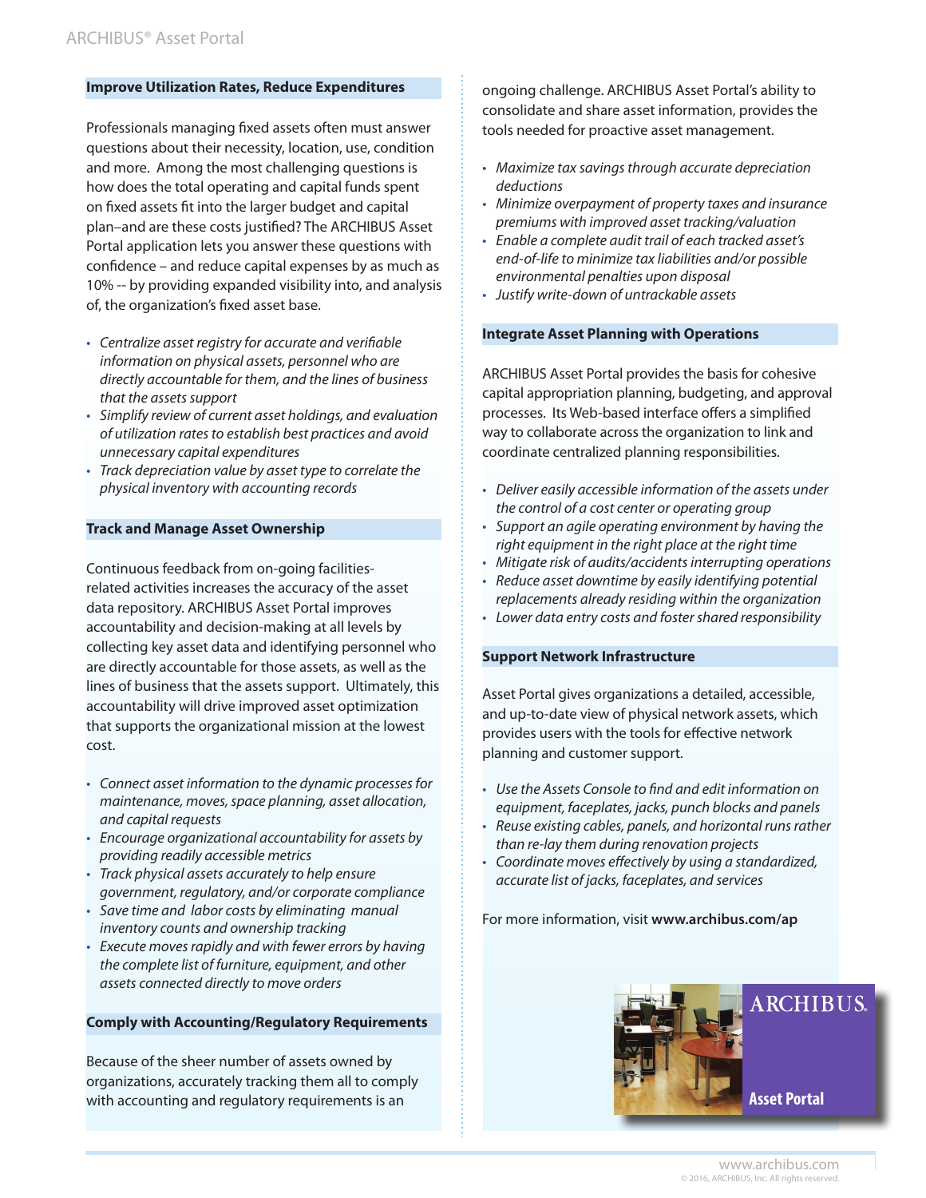## Improve Utilization Rates, Reduce Expenditures

Professionals managing fixed assets often must answer questions about their necessity, location, use, condition and more. Among the most challenging questions is how does the total operating and capital funds spent on fixed assets fit into the larger budget and capital plan–and are these costs justified? The ARCHIBUS Asset Portal application lets you answer these questions with confidence – and reduce capital expenses by as much as 10% -- by providing expanded visibility into, and analysis of, the organization's fixed asset base.

- *Centralize asset registry for accurate and verifiable information on physical assets, personnel who are directly accountable for them, and the lines of business that the assets support*
- *Simplify review of current asset holdings, and evaluation of utilization rates to establish best practices and avoid unnecessary capital expenditures*
- *Track depreciation value by asset type to correlate the physical inventory with accounting records*

## Track and Manage Asset Ownership

Continuous feedback from on-going facilities-related activities increases the accuracy of the asset data repository. ARCHIBUS Asset Portal improves accountability and decision-making at all levels by collecting key asset data and identifying personnel who are directly accountable for those assets, as well as the lines of business that the assets support. Ultimately, this accountability will drive improved asset optimization that supports the organizational mission at the lowest cost.

- *Connect asset information to the dynamic processes for maintenance, moves, space planning, asset allocation, and capital requests*
- *Encourage organizational accountability for assets by providing readily accessible metrics*
- *Track physical assets accurately to help ensure government, regulatory, and/or corporate compliance*
- *Save time and labor costs by eliminating manual inventory counts and ownership tracking*
- *Execute moves rapidly and with fewer errors by having the complete list of furniture, equipment, and other assets connected directly to move orders*

## Comply with Accounting/Regulatory Requirements

Because of the sheer number of assets owned by organizations, accurately tracking them all to comply with accounting and regulatory requirements is an ongoing challenge. ARCHIBUS Asset Portal's ability to consolidate and share asset information, provides the tools needed for proactive asset management.

- *Maximize tax savings through accurate depreciation deductions*
- *Minimize overpayment of property taxes and insurance premiums with improved asset tracking/valuation*
- *Enable a complete audit trail of each tracked asset's end-of-life to minimize tax liabilities and/or possible environmental penalties upon disposal*
- *Justify write-down of untrackable assets*

## Integrate Asset Planning with Operations

ARCHIBUS Asset Portal provides the basis for cohesive capital appropriation planning, budgeting, and approval processes. Its Web-based interface offers a simplified way to collaborate across the organization to link and coordinate centralized planning responsibilities.

- *Deliver easily accessible information of the assets under the control of a cost center or operating group*
- *Support an agile operating environment by having the right equipment in the right place at the right time*
- *Mitigate risk of audits/accidents interrupting operations*
- *Reduce asset downtime by easily identifying potential replacements already residing within the organization*
- *Lower data entry costs and foster shared responsibility*

## Support Network Infrastructure

Asset Portal gives organizations a detailed, accessible, and up-to-date view of physical network assets, which provides users with the tools for effective network planning and customer support.

- *Use the Assets Console to find and edit information on equipment, faceplates, jacks, punch blocks and panels*
- *Reuse existing cables, panels, and horizontal runs rather than re-lay them during renovation projects*
- *Coordinate moves effectively by using a standardized, accurate list of jacks, faceplates, and services*

For more information, visit **www.archibus.com/ap**

ARCHIBUS®

Asset Portal

www.archibus.com

© 2016, ARCHIBUS, Inc. All rights reserved.